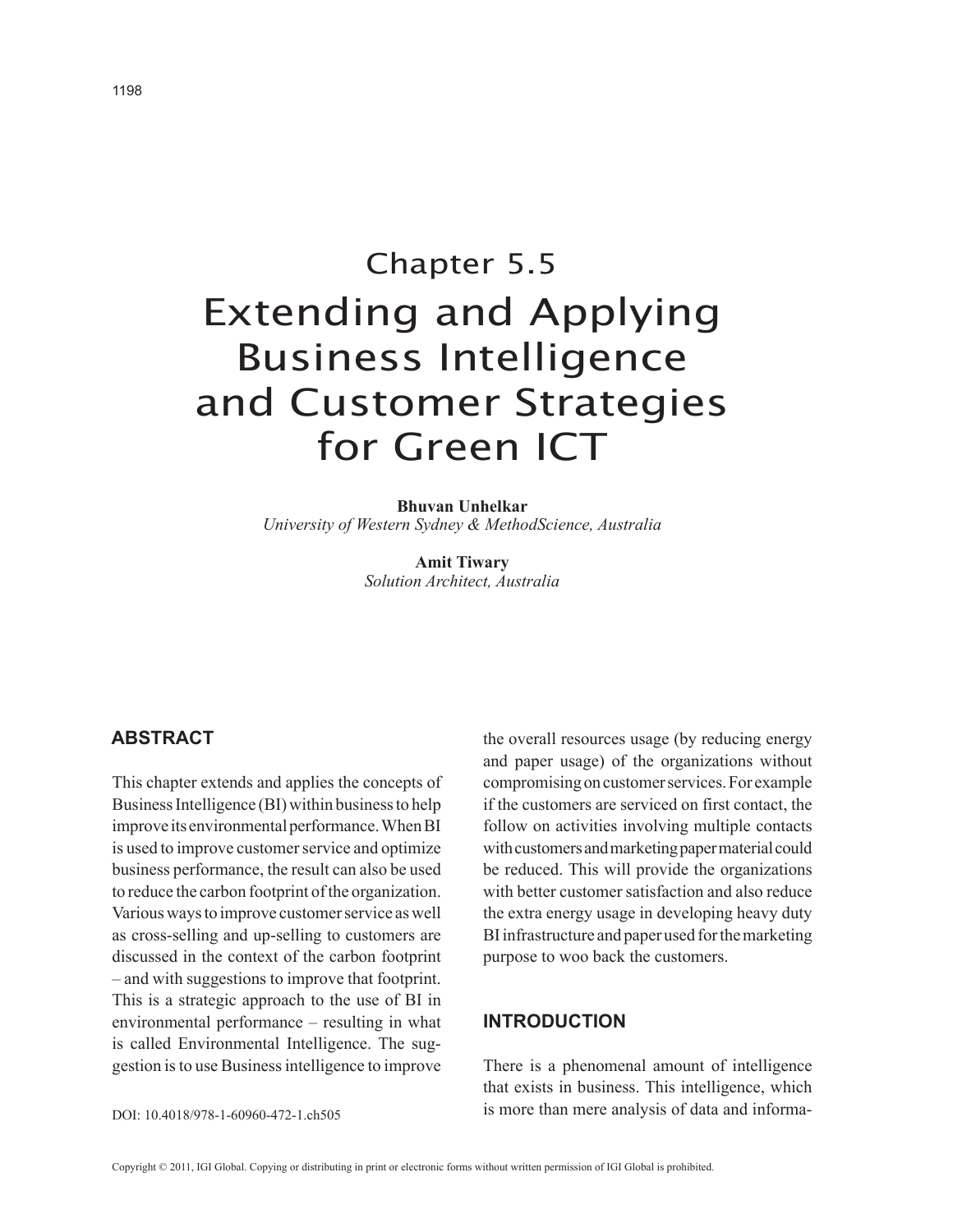# Chapter 5.5

# Extending and Applying Business Intelligence and Customer Strategies for Green ICT

**Bhuvan Unhelkar**
*University of Western Sydney & MethodScience, Australia*

**Amit Tiwary**
*Solution Architect, Australia*

## ABSTRACT

This chapter extends and applies the concepts of Business Intelligence (BI) within business to help improve its environmental performance. When BI is used to improve customer service and optimize business performance, the result can also be used to reduce the carbon footprint of the organization. Various ways to improve customer service as well as cross-selling and up-selling to customers are discussed in the context of the carbon footprint – and with suggestions to improve that footprint. This is a strategic approach to the use of BI in environmental performance – resulting in what is called Environmental Intelligence. The suggestion is to use Business intelligence to improve the overall resources usage (by reducing energy and paper usage) of the organizations without compromising on customer services. For example if the customers are serviced on first contact, the follow on activities involving multiple contacts with customers and marketing paper material could be reduced. This will provide the organizations with better customer satisfaction and also reduce the extra energy usage in developing heavy duty BI infrastructure and paper used for the marketing purpose to woo back the customers.

DOI: 10.4018/978-1-60960-472-1.ch505

## INTRODUCTION

There is a phenomenal amount of intelligence that exists in business. This intelligence, which is more than mere analysis of data and informa-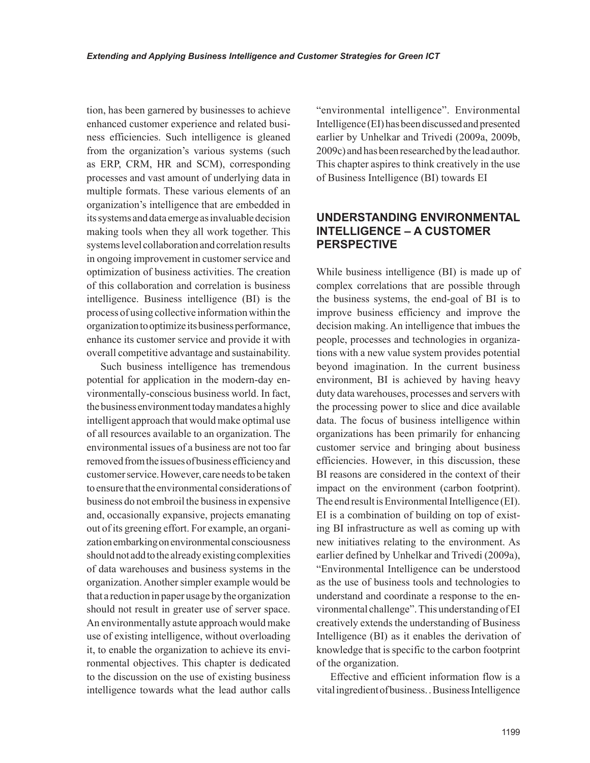tion, has been garnered by businesses to achieve enhanced customer experience and related business efficiencies. Such intelligence is gleaned from the organization's various systems (such as ERP, CRM, HR and SCM), corresponding processes and vast amount of underlying data in multiple formats. These various elements of an organization's intelligence that are embedded in its systems and data emerge as invaluable decision making tools when they all work together. This systems level collaboration and correlation results in ongoing improvement in customer service and optimization of business activities. The creation of this collaboration and correlation is business intelligence. Business intelligence (BI) is the process of using collective information within the organization to optimize its business performance, enhance its customer service and provide it with overall competitive advantage and sustainability.

Such business intelligence has tremendous potential for application in the modern-day environmentally-conscious business world. In fact, the business environment today mandates a highly intelligent approach that would make optimal use of all resources available to an organization. The environmental issues of a business are not too far removed from the issues of business efficiency and customer service. However, care needs to be taken to ensure that the environmental considerations of business do not embroil the business in expensive and, occasionally expansive, projects emanating out of its greening effort. For example, an organization embarking on environmental consciousness should not add to the already existing complexities of data warehouses and business systems in the organization. Another simpler example would be that a reduction in paper usage by the organization should not result in greater use of server space. An environmentally astute approach would make use of existing intelligence, without overloading it, to enable the organization to achieve its environmental objectives. This chapter is dedicated to the discussion on the use of existing business intelligence towards what the lead author calls "environmental intelligence". Environmental Intelligence (EI) has been discussed and presented earlier by Unhelkar and Trivedi (2009a, 2009b, 2009c) and has been researched by the lead author. This chapter aspires to think creatively in the use of Business Intelligence (BI) towards EI

## UNDERSTANDING ENVIRONMENTAL INTELLIGENCE – A CUSTOMER PERSPECTIVE

While business intelligence (BI) is made up of complex correlations that are possible through the business systems, the end-goal of BI is to improve business efficiency and improve the decision making. An intelligence that imbues the people, processes and technologies in organizations with a new value system provides potential beyond imagination. In the current business environment, BI is achieved by having heavy duty data warehouses, processes and servers with the processing power to slice and dice available data. The focus of business intelligence within organizations has been primarily for enhancing customer service and bringing about business efficiencies. However, in this discussion, these BI reasons are considered in the context of their impact on the environment (carbon footprint). The end result is Environmental Intelligence (EI). EI is a combination of building on top of existing BI infrastructure as well as coming up with new initiatives relating to the environment. As earlier defined by Unhelkar and Trivedi (2009a), "Environmental Intelligence can be understood as the use of business tools and technologies to understand and coordinate a response to the environmental challenge". This understanding of EI creatively extends the understanding of Business Intelligence (BI) as it enables the derivation of knowledge that is specific to the carbon footprint of the organization.

Effective and efficient information flow is a vital ingredient of business. . Business Intelligence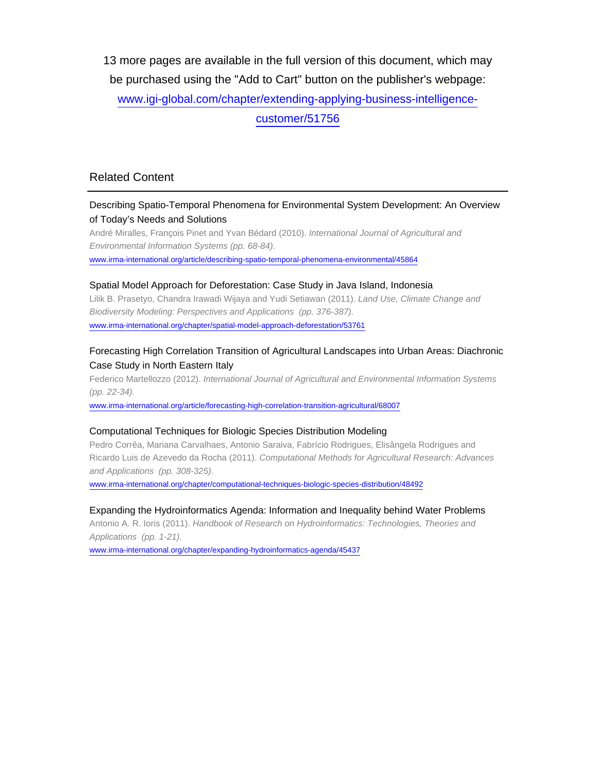13 more pages are available in the full version of this document, which may be purchased using the "Add to Cart" button on the publisher's webpage: [www.igi-global.com/chapter/extending-applying-business-intelligence-customer/51756](www.igi-global.com/chapter/extending-applying-business-intelligence-customer/51756)

## Related Content

Describing Spatio-Temporal Phenomena for Environmental System Development: An Overview of Today's Needs and Solutions
André Miralles, François Pinet and Yvan Bédard (2010). *International Journal of Agricultural and Environmental Information Systems (pp. 68-84).*
[www.irma-international.org/article/describing-spatio-temporal-phenomena-environmental/45864](www.irma-international.org/article/describing-spatio-temporal-phenomena-environmental/45864)

Spatial Model Approach for Deforestation: Case Study in Java Island, Indonesia
Lilik B. Prasetyo, Chandra Irawadi Wijaya and Yudi Setiawan (2011). *Land Use, Climate Change and Biodiversity Modeling: Perspectives and Applications (pp. 376-387).*
[www.irma-international.org/chapter/spatial-model-approach-deforestation/53761](www.irma-international.org/chapter/spatial-model-approach-deforestation/53761)

Forecasting High Correlation Transition of Agricultural Landscapes into Urban Areas: Diachronic Case Study in North Eastern Italy
Federico Martellozzo (2012). *International Journal of Agricultural and Environmental Information Systems (pp. 22-34).*
[www.irma-international.org/article/forecasting-high-correlation-transition-agricultural/68007](www.irma-international.org/article/forecasting-high-correlation-transition-agricultural/68007)

Computational Techniques for Biologic Species Distribution Modeling
Pedro Corrêa, Mariana Carvalhaes, Antonio Saraiva, Fabrício Rodrigues, Elisângela Rodrigues and Ricardo Luis de Azevedo da Rocha (2011). *Computational Methods for Agricultural Research: Advances and Applications (pp. 308-325).*
[www.irma-international.org/chapter/computational-techniques-biologic-species-distribution/48492](www.irma-international.org/chapter/computational-techniques-biologic-species-distribution/48492)

Expanding the Hydroinformatics Agenda: Information and Inequality behind Water Problems
Antonio A. R. Ioris (2011). *Handbook of Research on Hydroinformatics: Technologies, Theories and Applications (pp. 1-21).*
[www.irma-international.org/chapter/expanding-hydroinformatics-agenda/45437](www.irma-international.org/chapter/expanding-hydroinformatics-agenda/45437)